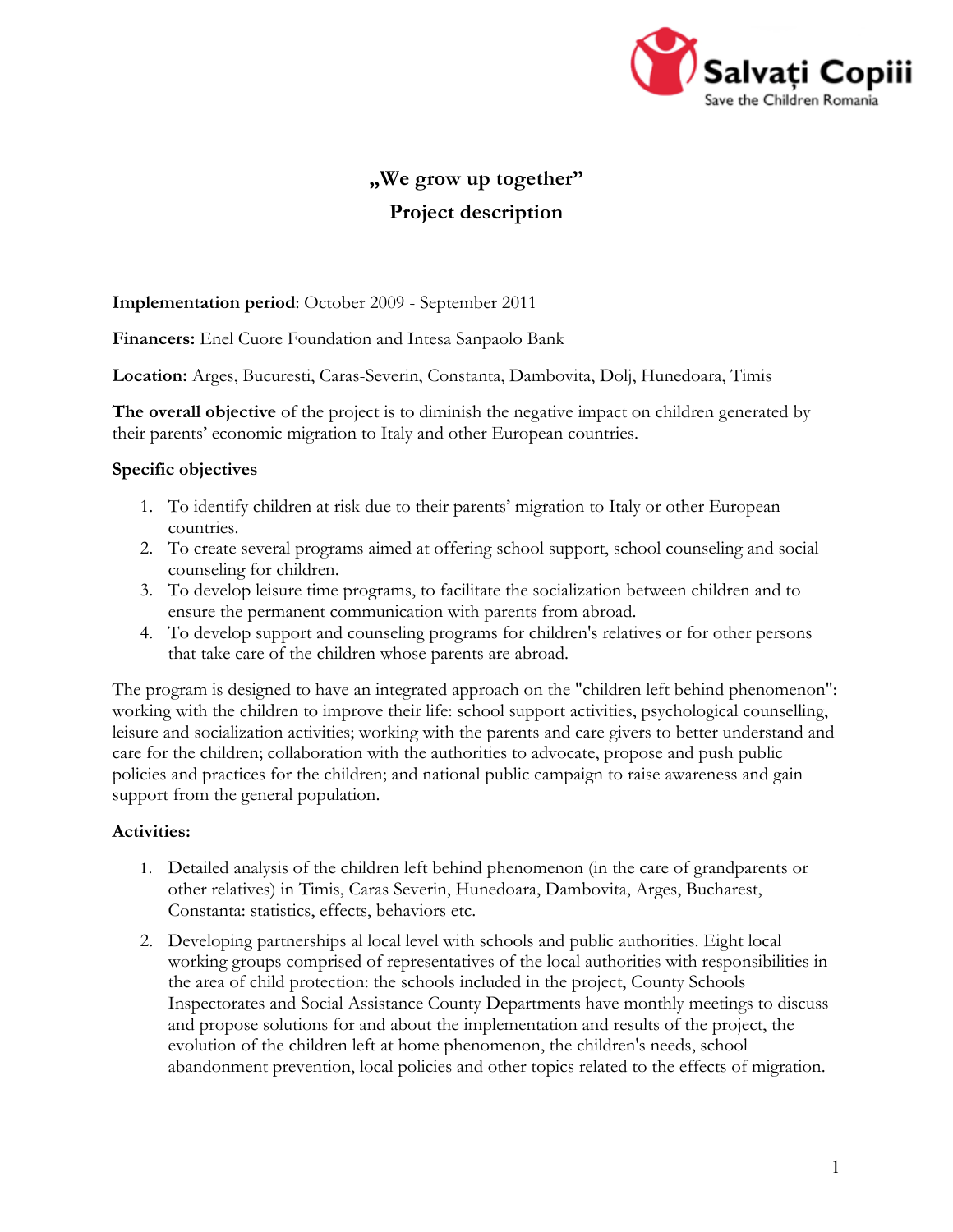# „We grow up together”

## Project description

**Implementation period**: October 2009 - September 2011

**Financers:** Enel Cuore Foundation and Intesa Sanpaolo Bank

**Location:** Arges, Bucuresti, Caras-Severin, Constanta, Dambovita, Dolj, Hunedoara, Timis

**The overall objective** of the project is to diminish the negative impact on children generated by their parents' economic migration to Italy and other European countries.

**Specific objectives**

1. To identify children at risk due to their parents' migration to Italy or other European countries.
2. To create several programs aimed at offering school support, school counseling and social counseling for children.
3. To develop leisure time programs, to facilitate the socialization between children and to ensure the permanent communication with parents from abroad.
4. To develop support and counseling programs for children's relatives or for other persons that take care of the children whose parents are abroad.

The program is designed to have an integrated approach on the "children left behind phenomenon": working with the children to improve their life: school support activities, psychological counselling, leisure and socialization activities; working with the parents and care givers to better understand and care for the children; collaboration with the authorities to advocate, propose and push public policies and practices for the children; and national public campaign to raise awareness and gain support from the general population.

**Activities:**

1. Detailed analysis of the children left behind phenomenon (in the care of grandparents or other relatives) in Timis, Caras Severin, Hunedoara, Dambovita, Arges, Bucharest, Constanta: statistics, effects, behaviors etc.
2. Developing partnerships al local level with schools and public authorities. Eight local working groups comprised of representatives of the local authorities with responsibilities in the area of child protection: the schools included in the project, County Schools Inspectorates and Social Assistance County Departments have monthly meetings to discuss and propose solutions for and about the implementation and results of the project, the evolution of the children left at home phenomenon, the children's needs, school abandonment prevention, local policies and other topics related to the effects of migration.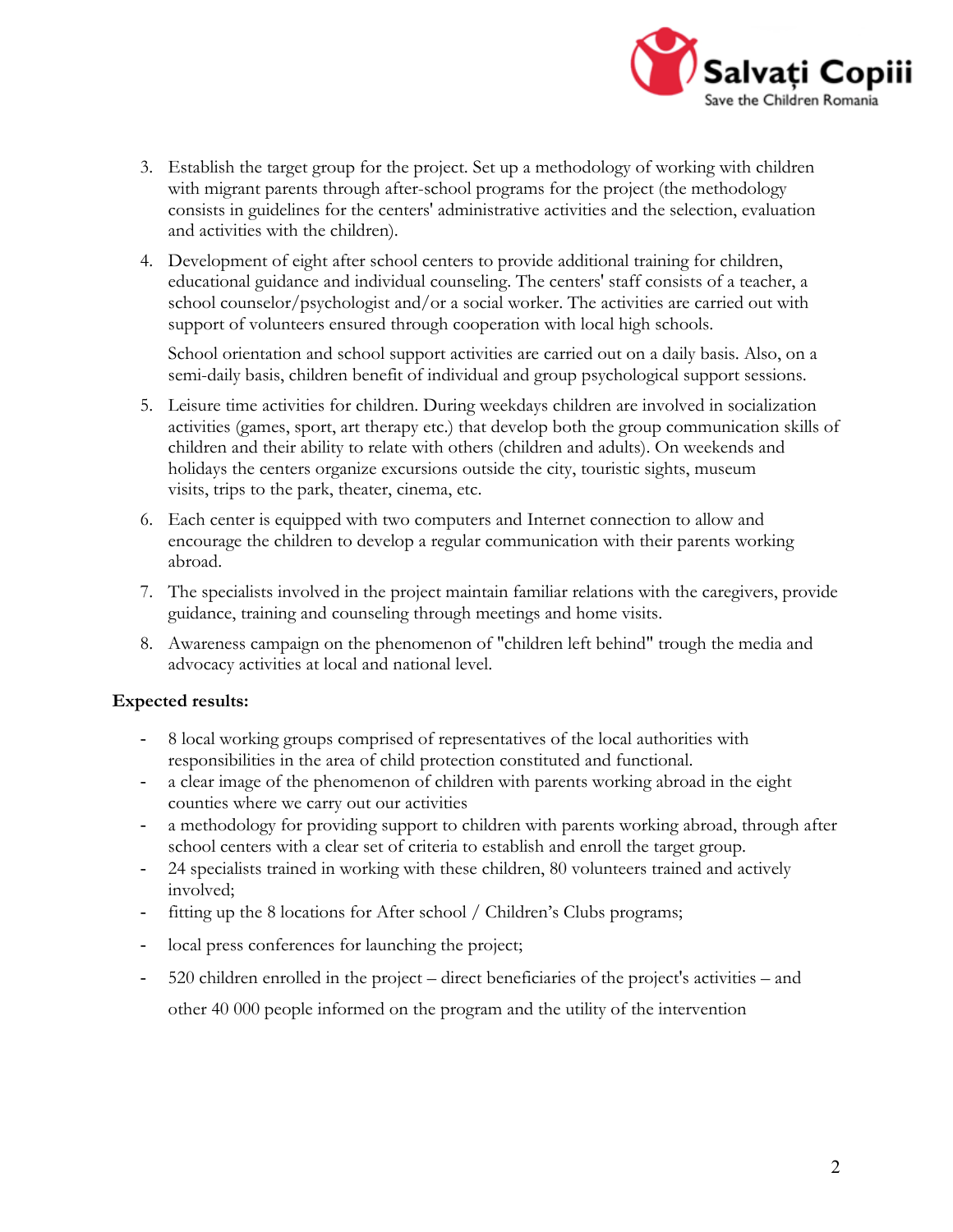3. Establish the target group for the project. Set up a methodology of working with children with migrant parents through after-school programs for the project (the methodology consists in guidelines for the centers' administrative activities and the selection, evaluation and activities with the children).

4. Development of eight after school centers to provide additional training for children, educational guidance and individual counseling. The centers' staff consists of a teacher, a school counselor/psychologist and/or a social worker. The activities are carried out with support of volunteers ensured through cooperation with local high schools.

   School orientation and school support activities are carried out on a daily basis. Also, on a semi-daily basis, children benefit of individual and group psychological support sessions.

5. Leisure time activities for children. During weekdays children are involved in socialization activities (games, sport, art therapy etc.) that develop both the group communication skills of children and their ability to relate with others (children and adults). On weekends and holidays the centers organize excursions outside the city, touristic sights, museum visits, trips to the park, theater, cinema, etc.

6. Each center is equipped with two computers and Internet connection to allow and encourage the children to develop a regular communication with their parents working abroad.

7. The specialists involved in the project maintain familiar relations with the caregivers, provide guidance, training and counseling through meetings and home visits.

8. Awareness campaign on the phenomenon of "children left behind" trough the media and advocacy activities at local and national level.

**Expected results:**

- 8 local working groups comprised of representatives of the local authorities with responsibilities in the area of child protection constituted and functional.
- a clear image of the phenomenon of children with parents working abroad in the eight counties where we carry out our activities
- a methodology for providing support to children with parents working abroad, through after school centers with a clear set of criteria to establish and enroll the target group.
- 24 specialists trained in working with these children, 80 volunteers trained and actively involved;
- fitting up the 8 locations for After school / Children's Clubs programs;
- local press conferences for launching the project;
- 520 children enrolled in the project – direct beneficiaries of the project's activities – and other 40 000 people informed on the program and the utility of the intervention